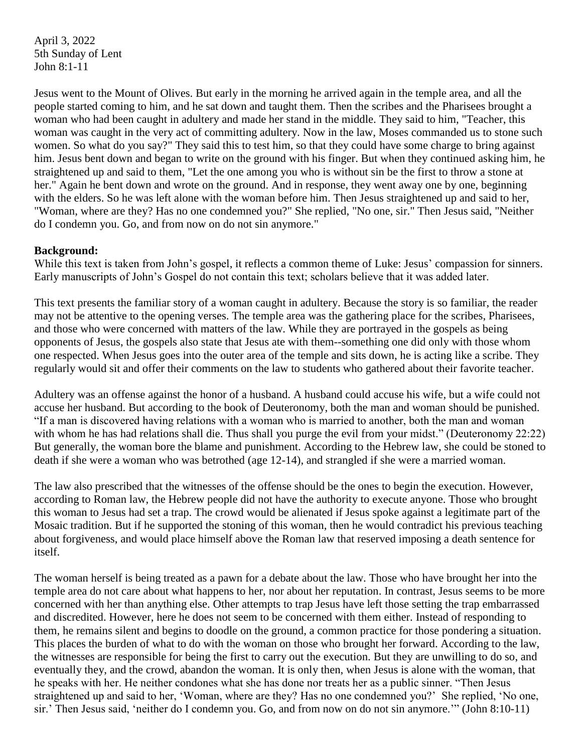April 3, 2022
5th Sunday of Lent
John 8:1-11

Jesus went to the Mount of Olives. But early in the morning he arrived again in the temple area, and all the people started coming to him, and he sat down and taught them. Then the scribes and the Pharisees brought a woman who had been caught in adultery and made her stand in the middle. They said to him, "Teacher, this woman was caught in the very act of committing adultery. Now in the law, Moses commanded us to stone such women. So what do you say?" They said this to test him, so that they could have some charge to bring against him. Jesus bent down and began to write on the ground with his finger. But when they continued asking him, he straightened up and said to them, "Let the one among you who is without sin be the first to throw a stone at her." Again he bent down and wrote on the ground. And in response, they went away one by one, beginning with the elders. So he was left alone with the woman before him. Then Jesus straightened up and said to her, "Woman, where are they? Has no one condemned you?" She replied, "No one, sir." Then Jesus said, "Neither do I condemn you. Go, and from now on do not sin anymore."

**Background:**
While this text is taken from John's gospel, it reflects a common theme of Luke: Jesus' compassion for sinners. Early manuscripts of John's Gospel do not contain this text; scholars believe that it was added later.

This text presents the familiar story of a woman caught in adultery. Because the story is so familiar, the reader may not be attentive to the opening verses. The temple area was the gathering place for the scribes, Pharisees, and those who were concerned with matters of the law. While they are portrayed in the gospels as being opponents of Jesus, the gospels also state that Jesus ate with them--something one did only with those whom one respected. When Jesus goes into the outer area of the temple and sits down, he is acting like a scribe. They regularly would sit and offer their comments on the law to students who gathered about their favorite teacher.

Adultery was an offense against the honor of a husband. A husband could accuse his wife, but a wife could not accuse her husband. But according to the book of Deuteronomy, both the man and woman should be punished. "If a man is discovered having relations with a woman who is married to another, both the man and woman with whom he has had relations shall die. Thus shall you purge the evil from your midst." (Deuteronomy 22:22) But generally, the woman bore the blame and punishment. According to the Hebrew law, she could be stoned to death if she were a woman who was betrothed (age 12-14), and strangled if she were a married woman.

The law also prescribed that the witnesses of the offense should be the ones to begin the execution. However, according to Roman law, the Hebrew people did not have the authority to execute anyone. Those who brought this woman to Jesus had set a trap. The crowd would be alienated if Jesus spoke against a legitimate part of the Mosaic tradition. But if he supported the stoning of this woman, then he would contradict his previous teaching about forgiveness, and would place himself above the Roman law that reserved imposing a death sentence for itself.

The woman herself is being treated as a pawn for a debate about the law. Those who have brought her into the temple area do not care about what happens to her, nor about her reputation. In contrast, Jesus seems to be more concerned with her than anything else. Other attempts to trap Jesus have left those setting the trap embarrassed and discredited. However, here he does not seem to be concerned with them either. Instead of responding to them, he remains silent and begins to doodle on the ground, a common practice for those pondering a situation. This places the burden of what to do with the woman on those who brought her forward. According to the law, the witnesses are responsible for being the first to carry out the execution. But they are unwilling to do so, and eventually they, and the crowd, abandon the woman. It is only then, when Jesus is alone with the woman, that he speaks with her. He neither condones what she has done nor treats her as a public sinner. "Then Jesus straightened up and said to her, 'Woman, where are they? Has no one condemned you?' She replied, 'No one, sir.' Then Jesus said, 'neither do I condemn you. Go, and from now on do not sin anymore.'" (John 8:10-11)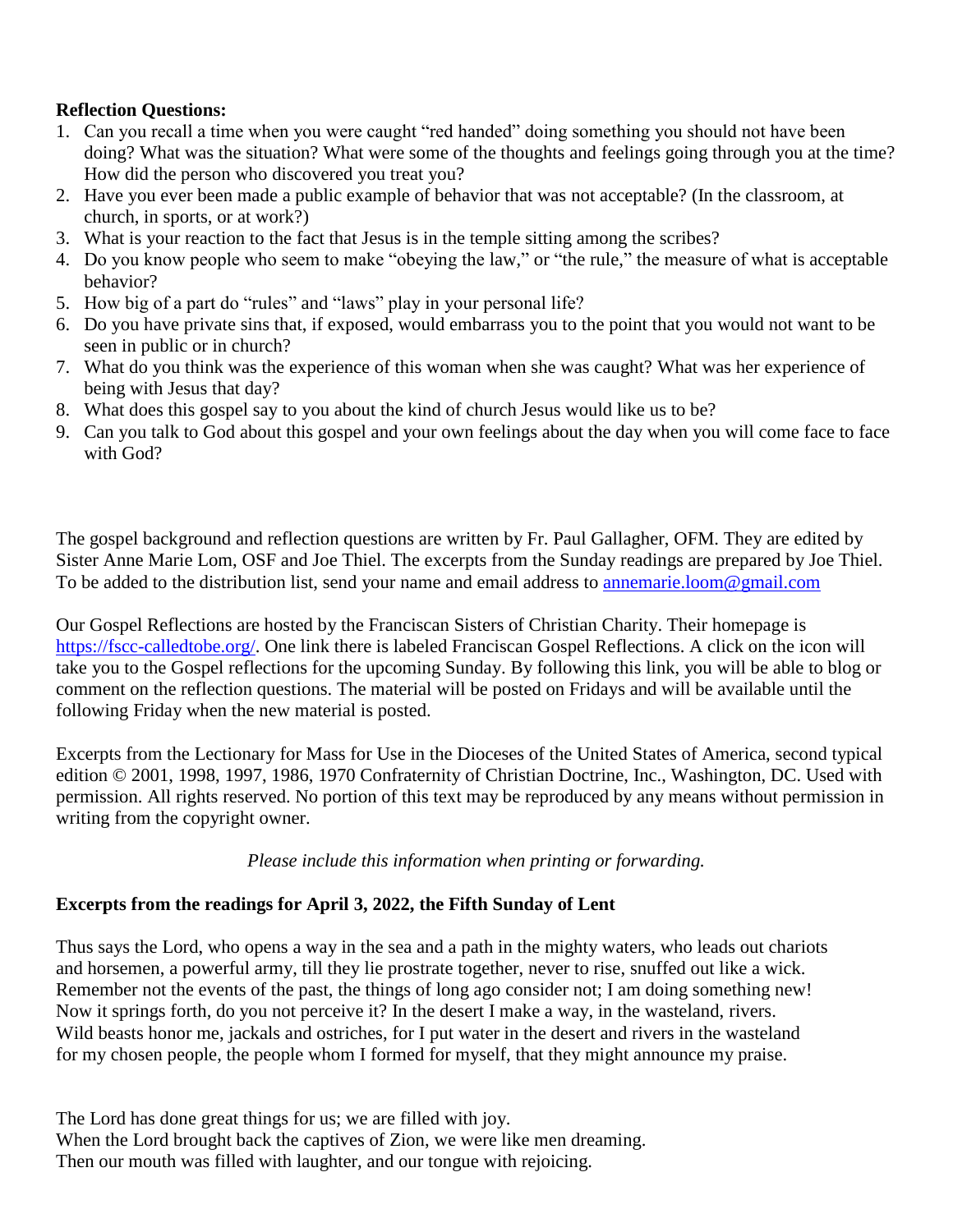**Reflection Questions:**

1. Can you recall a time when you were caught "red handed" doing something you should not have been doing? What was the situation? What were some of the thoughts and feelings going through you at the time? How did the person who discovered you treat you?
2. Have you ever been made a public example of behavior that was not acceptable? (In the classroom, at church, in sports, or at work?)
3. What is your reaction to the fact that Jesus is in the temple sitting among the scribes?
4. Do you know people who seem to make "obeying the law," or "the rule," the measure of what is acceptable behavior?
5. How big of a part do "rules" and "laws" play in your personal life?
6. Do you have private sins that, if exposed, would embarrass you to the point that you would not want to be seen in public or in church?
7. What do you think was the experience of this woman when she was caught? What was her experience of being with Jesus that day?
8. What does this gospel say to you about the kind of church Jesus would like us to be?
9. Can you talk to God about this gospel and your own feelings about the day when you will come face to face with God?

The gospel background and reflection questions are written by Fr. Paul Gallagher, OFM. They are edited by Sister Anne Marie Lom, OSF and Joe Thiel. The excerpts from the Sunday readings are prepared by Joe Thiel. To be added to the distribution list, send your name and email address to [annemarie.loom@gmail.com](mailto:annemarie.loom@gmail.com)

Our Gospel Reflections are hosted by the Franciscan Sisters of Christian Charity. Their homepage is [https://fscc-calledtobe.org/](https://fscc-calledtobe.org/). One link there is labeled Franciscan Gospel Reflections. A click on the icon will take you to the Gospel reflections for the upcoming Sunday. By following this link, you will be able to blog or comment on the reflection questions. The material will be posted on Fridays and will be available until the following Friday when the new material is posted.

Excerpts from the Lectionary for Mass for Use in the Dioceses of the United States of America, second typical edition © 2001, 1998, 1997, 1986, 1970 Confraternity of Christian Doctrine, Inc., Washington, DC. Used with permission. All rights reserved. No portion of this text may be reproduced by any means without permission in writing from the copyright owner.

*Please include this information when printing or forwarding.*

**Excerpts from the readings for April 3, 2022, the Fifth Sunday of Lent**

Thus says the Lord, who opens a way in the sea and a path in the mighty waters, who leads out chariots and horsemen, a powerful army, till they lie prostrate together, never to rise, snuffed out like a wick. Remember not the events of the past, the things of long ago consider not; I am doing something new! Now it springs forth, do you not perceive it? In the desert I make a way, in the wasteland, rivers. Wild beasts honor me, jackals and ostriches, for I put water in the desert and rivers in the wasteland for my chosen people, the people whom I formed for myself, that they might announce my praise.

The Lord has done great things for us; we are filled with joy.
When the Lord brought back the captives of Zion, we were like men dreaming.
Then our mouth was filled with laughter, and our tongue with rejoicing.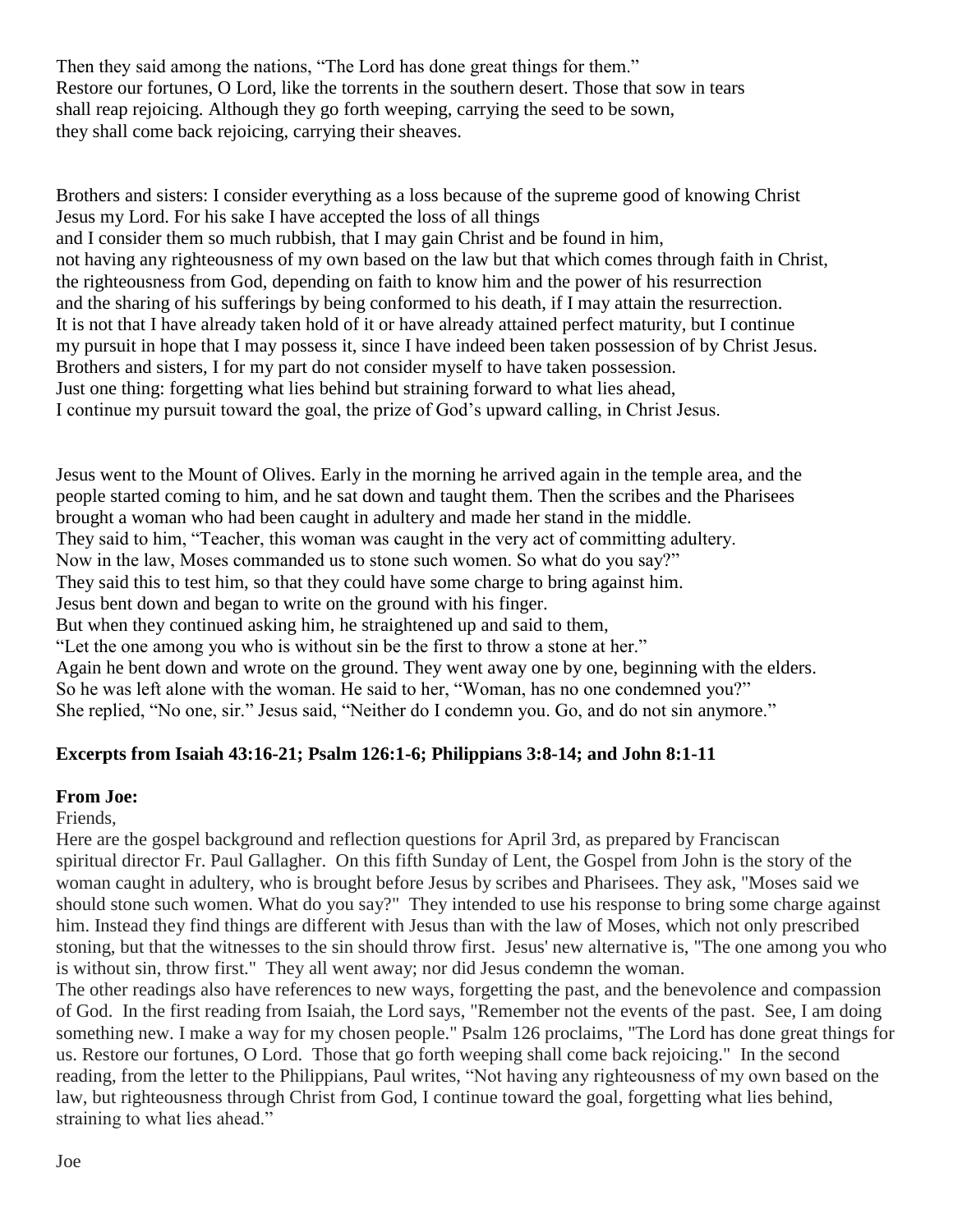Then they said among the nations, "The Lord has done great things for them."
Restore our fortunes, O Lord, like the torrents in the southern desert. Those that sow in tears shall reap rejoicing. Although they go forth weeping, carrying the seed to be sown, they shall come back rejoicing, carrying their sheaves.

Brothers and sisters: I consider everything as a loss because of the supreme good of knowing Christ Jesus my Lord. For his sake I have accepted the loss of all things
and I consider them so much rubbish, that I may gain Christ and be found in him,
not having any righteousness of my own based on the law but that which comes through faith in Christ, the righteousness from God, depending on faith to know him and the power of his resurrection
and the sharing of his sufferings by being conformed to his death, if I may attain the resurrection.
It is not that I have already taken hold of it or have already attained perfect maturity, but I continue my pursuit in hope that I may possess it, since I have indeed been taken possession of by Christ Jesus.
Brothers and sisters, I for my part do not consider myself to have taken possession.
Just one thing: forgetting what lies behind but straining forward to what lies ahead,
I continue my pursuit toward the goal, the prize of God's upward calling, in Christ Jesus.

Jesus went to the Mount of Olives. Early in the morning he arrived again in the temple area, and the people started coming to him, and he sat down and taught them. Then the scribes and the Pharisees brought a woman who had been caught in adultery and made her stand in the middle.
They said to him, "Teacher, this woman was caught in the very act of committing adultery.
Now in the law, Moses commanded us to stone such women. So what do you say?"
They said this to test him, so that they could have some charge to bring against him.
Jesus bent down and began to write on the ground with his finger.
But when they continued asking him, he straightened up and said to them,
"Let the one among you who is without sin be the first to throw a stone at her."
Again he bent down and wrote on the ground. They went away one by one, beginning with the elders.
So he was left alone with the woman. He said to her, "Woman, has no one condemned you?"
She replied, "No one, sir." Jesus said, "Neither do I condemn you. Go, and do not sin anymore."

**Excerpts from Isaiah 43:16-21; Psalm 126:1-6; Philippians 3:8-14; and John 8:1-11**

**From Joe:**

Friends,

Here are the gospel background and reflection questions for April 3rd, as prepared by Franciscan spiritual director Fr. Paul Gallagher. On this fifth Sunday of Lent, the Gospel from John is the story of the woman caught in adultery, who is brought before Jesus by scribes and Pharisees. They ask, "Moses said we should stone such women. What do you say?" They intended to use his response to bring some charge against him. Instead they find things are different with Jesus than with the law of Moses, which not only prescribed stoning, but that the witnesses to the sin should throw first. Jesus' new alternative is, "The one among you who is without sin, throw first." They all went away; nor did Jesus condemn the woman.

The other readings also have references to new ways, forgetting the past, and the benevolence and compassion of God. In the first reading from Isaiah, the Lord says, "Remember not the events of the past. See, I am doing something new. I make a way for my chosen people." Psalm 126 proclaims, "The Lord has done great things for us. Restore our fortunes, O Lord. Those that go forth weeping shall come back rejoicing." In the second reading, from the letter to the Philippians, Paul writes, "Not having any righteousness of my own based on the law, but righteousness through Christ from God, I continue toward the goal, forgetting what lies behind, straining to what lies ahead."

Joe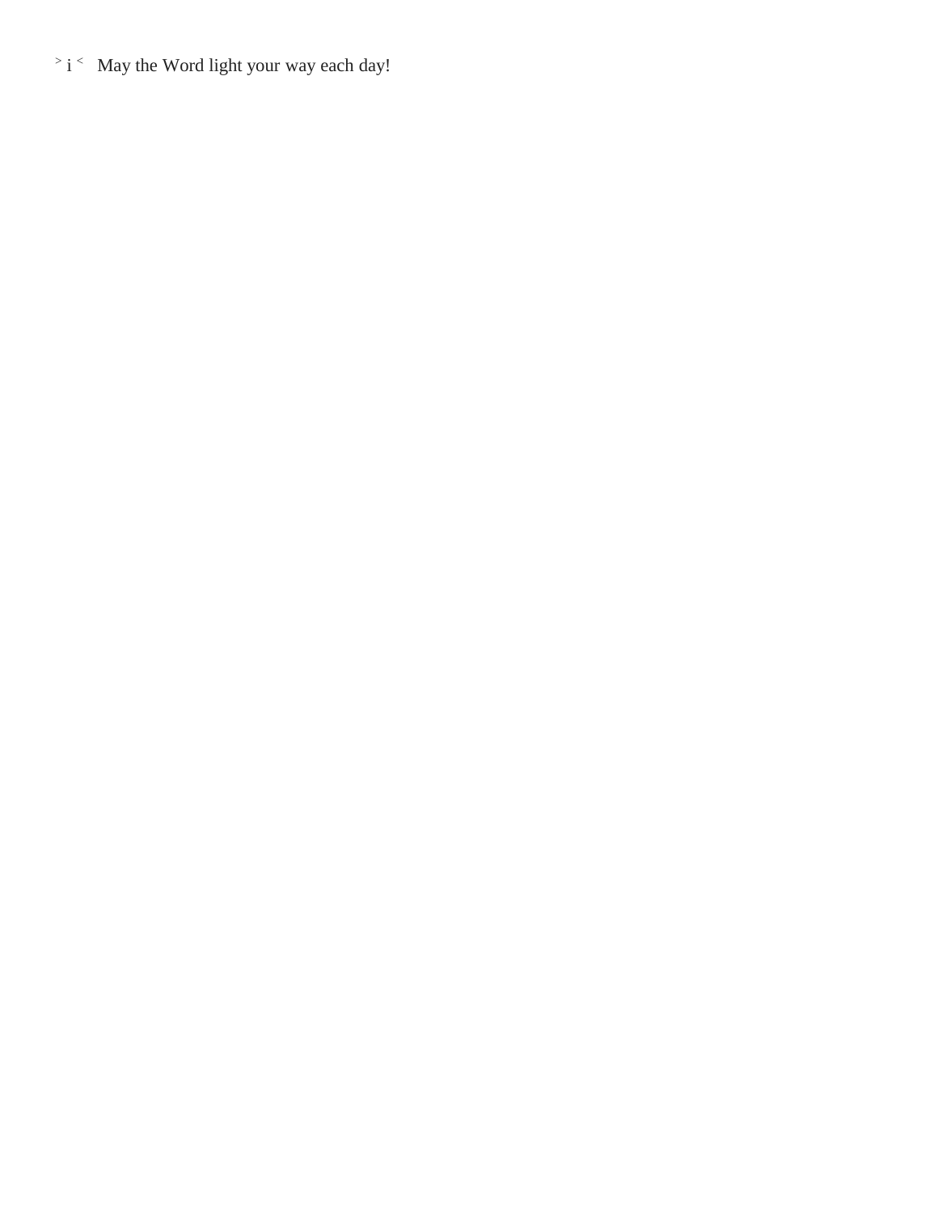> i < May the Word light your way each day!